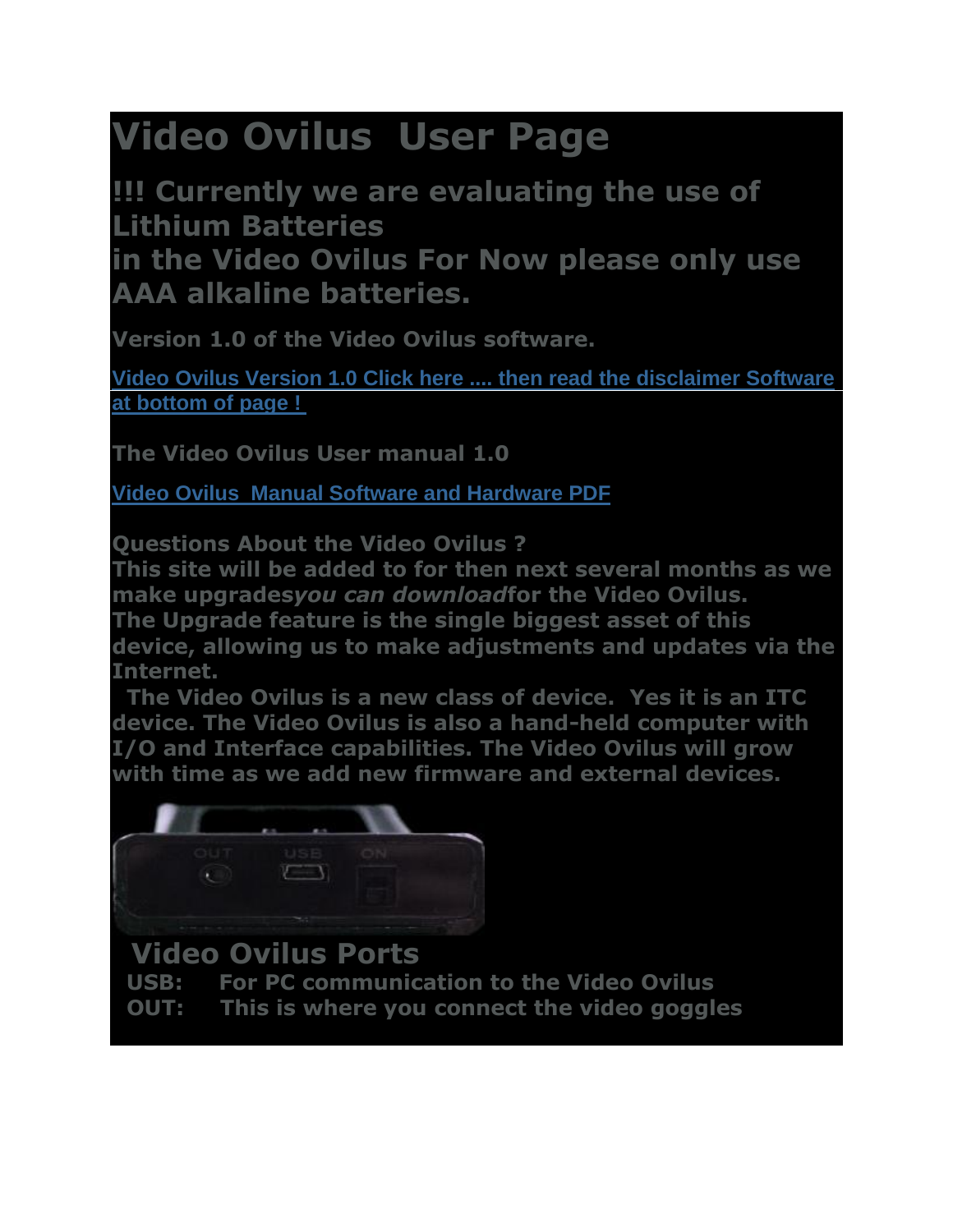# Video Ovilus User Page

## !!! Currently we are evaluating the use of Lithium Batteries in the Video Ovilus For Now please only use AAA alkaline batteries.

**Version 1.0 of the Video Ovilus software.**

Video Ovilus Version 1.0 Click here .... then read the disclaimer Software at bottom of page !

**The Video Ovilus User manual 1.0**

Video Ovilus Manual Software and Hardware PDF

**Questions About the Video Ovilus ?**
**This site will be added to for then next several months as we make upgrades*you can download*for the Video Ovilus.**
**The Upgrade feature is the single biggest asset of this device, allowing us to make adjustments and updates via the Internet.**
**The Video Ovilus is a new class of device. Yes it is an ITC device. The Video Ovilus is also a hand-held computer with I/O and Interface capabilities. The Video Ovilus will grow with time as we add new firmware and external devices.**

## Video Ovilus Ports

**USB: For PC communication to the Video Ovilus**
**OUT: This is where you connect the video goggles**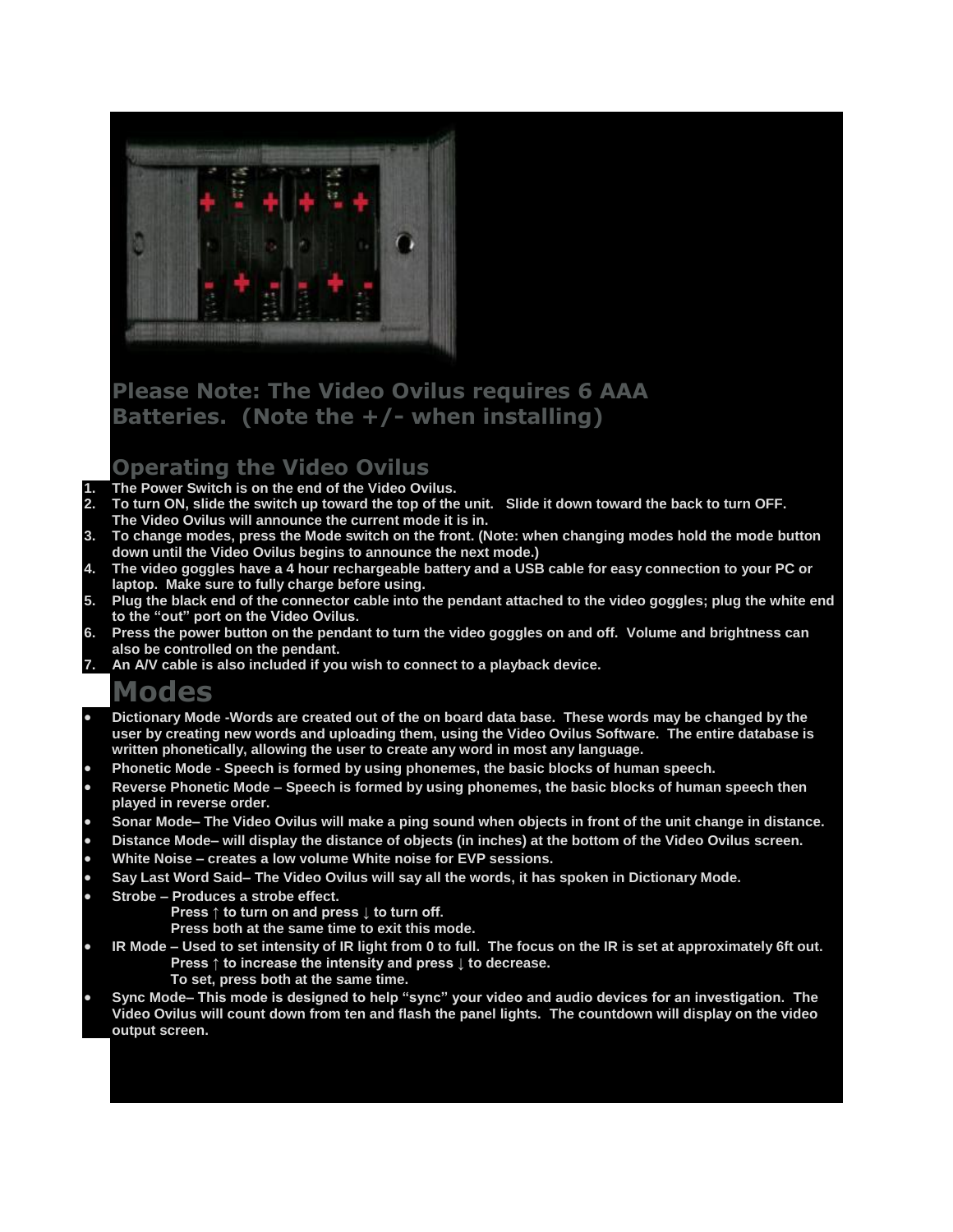**Please Note: The Video Ovilus requires 6 AAA Batteries. (Note the +/- when installing)**

## Operating the Video Ovilus

1. The Power Switch is on the end of the Video Ovilus.
2. To turn ON, slide the switch up toward the top of the unit. Slide it down toward the back to turn OFF. The Video Ovilus will announce the current mode it is in.
3. To change modes, press the Mode switch on the front. (Note: when changing modes hold the mode button down until the Video Ovilus begins to announce the next mode.)
4. The video goggles have a 4 hour rechargeable battery and a USB cable for easy connection to your PC or laptop. Make sure to fully charge before using.
5. Plug the black end of the connector cable into the pendant attached to the video goggles; plug the white end to the "out" port on the Video Ovilus.
6. Press the power button on the pendant to turn the video goggles on and off. Volume and brightness can also be controlled on the pendant.
7. An A/V cable is also included if you wish to connect to a playback device.

# Modes

- Dictionary Mode -Words are created out of the on board data base. These words may be changed by the user by creating new words and uploading them, using the Video Ovilus Software. The entire database is written phonetically, allowing the user to create any word in most any language.
- Phonetic Mode - Speech is formed by using phonemes, the basic blocks of human speech.
- Reverse Phonetic Mode – Speech is formed by using phonemes, the basic blocks of human speech then played in reverse order.
- Sonar Mode– The Video Ovilus will make a ping sound when objects in front of the unit change in distance.
- Distance Mode– will display the distance of objects (in inches) at the bottom of the Video Ovilus screen.
- White Noise – creates a low volume White noise for EVP sessions.
- Say Last Word Said– The Video Ovilus will say all the words, it has spoken in Dictionary Mode.
- Strobe – Produces a strobe effect.
  Press ↑ to turn on and press ↓ to turn off.
  Press both at the same time to exit this mode.
- IR Mode – Used to set intensity of IR light from 0 to full. The focus on the IR is set at approximately 6ft out.
  Press ↑ to increase the intensity and press ↓ to decrease.
  To set, press both at the same time.
- Sync Mode– This mode is designed to help "sync" your video and audio devices for an investigation. The Video Ovilus will count down from ten and flash the panel lights. The countdown will display on the video output screen.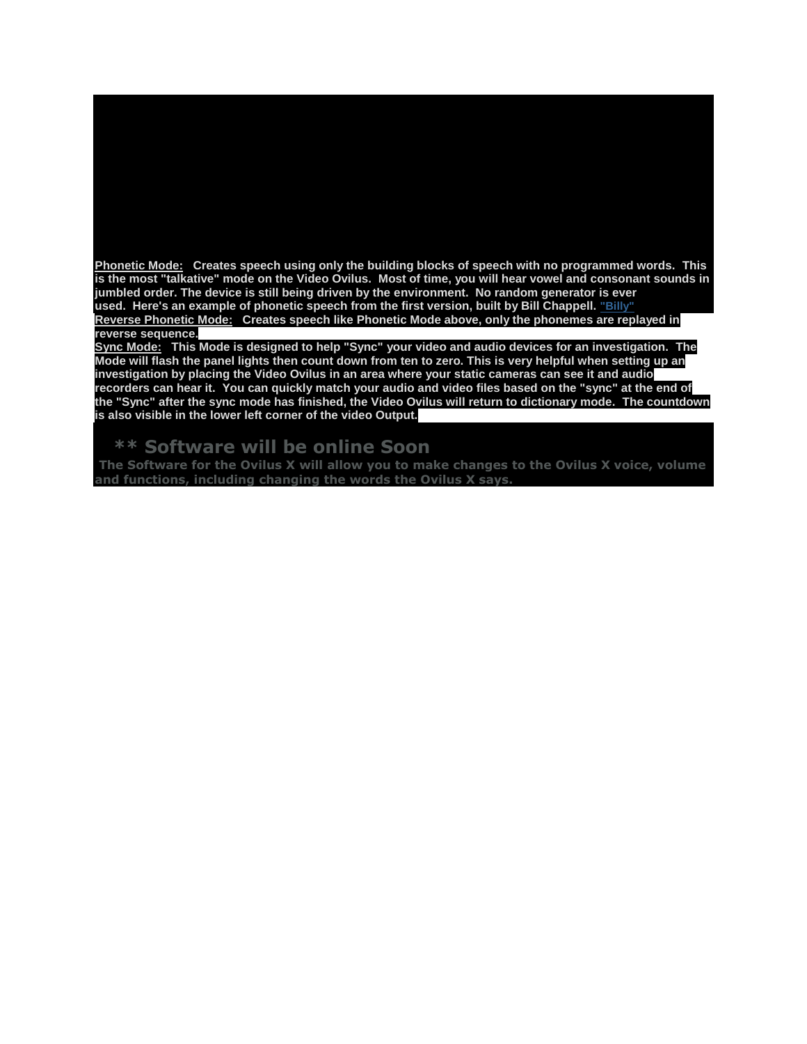**Phonetic Mode:** Creates speech using only the building blocks of speech with no programmed words. This is the most "talkative" mode on the Video Ovilus. Most of time, you will hear vowel and consonant sounds in jumbled order. The device is still being driven by the environment. No random generator is ever used. Here's an example of phonetic speech from the first version, built by Bill Chappell. "Billy"

**Reverse Phonetic Mode:** Creates speech like Phonetic Mode above, only the phonemes are replayed in reverse sequence.

**Sync Mode:** This Mode is designed to help "Sync" your video and audio devices for an investigation. The Mode will flash the panel lights then count down from ten to zero. This is very helpful when setting up an investigation by placing the Video Ovilus in an area where your static cameras can see it and audio recorders can hear it. You can quickly match your audio and video files based on the "sync" at the end of the "Sync" after the sync mode has finished, the Video Ovilus will return to dictionary mode. The countdown is also visible in the lower left corner of the video Output.

## ** Software will be online Soon

The Software for the Ovilus X will allow you to make changes to the Ovilus X voice, volume and functions, including changing the words the Ovilus X says.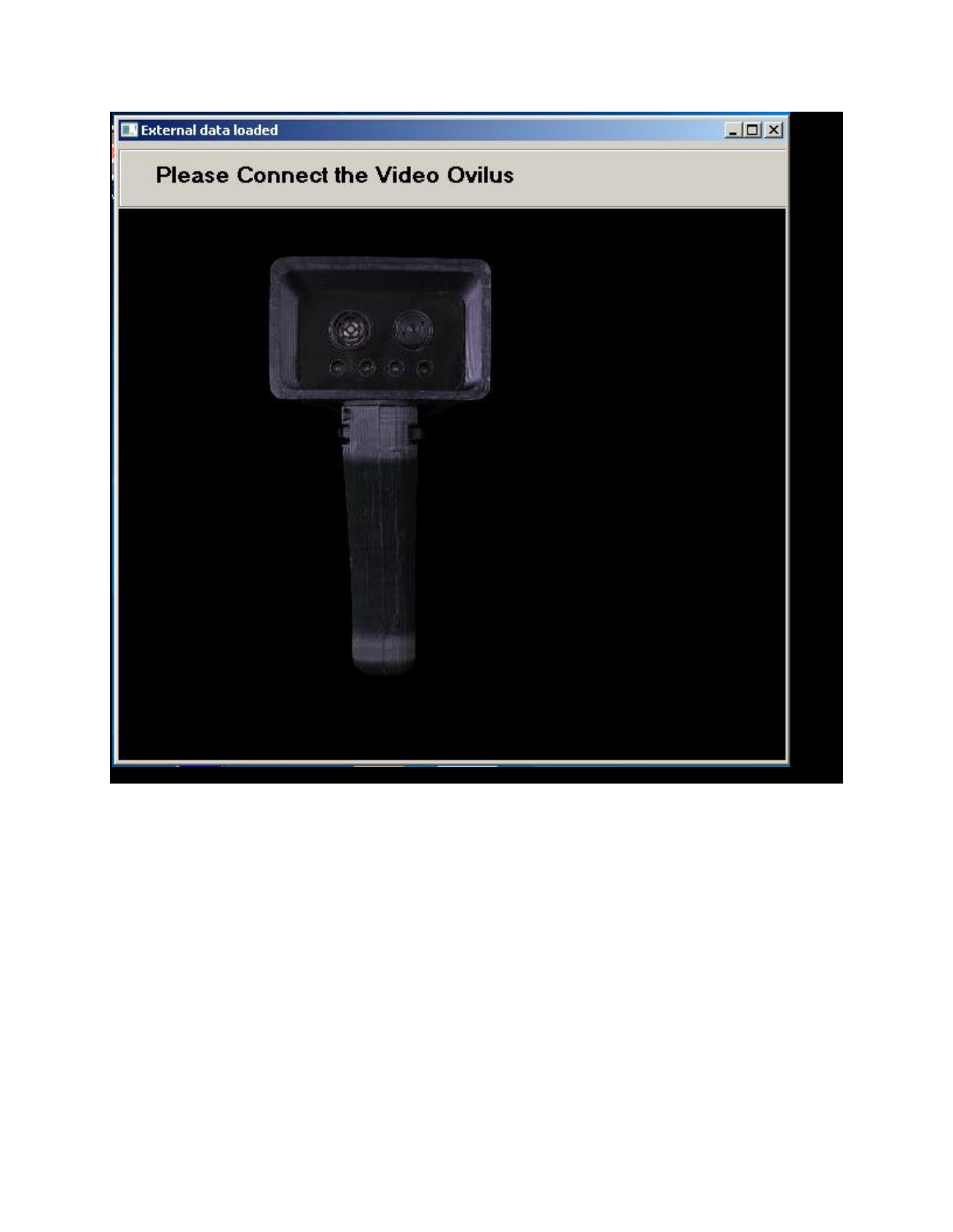External data loaded

Please Connect the Video Ovilus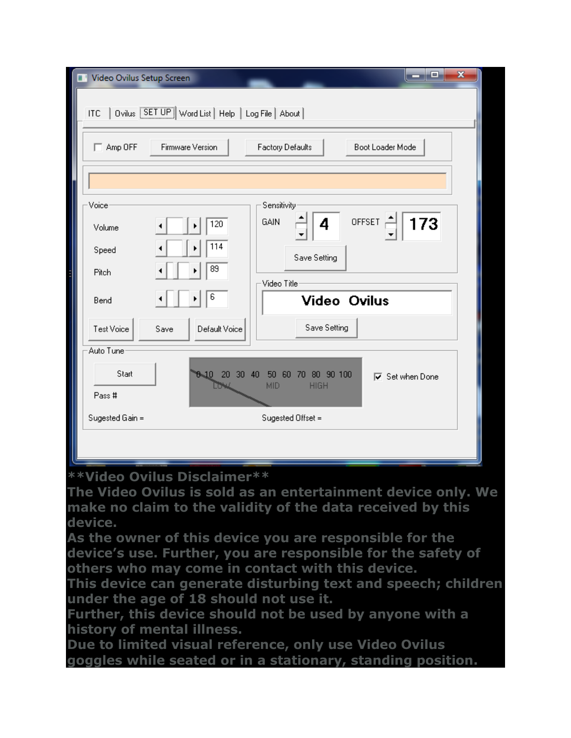**Video Ovilus Disclaimer**

The Video Ovilus is sold as an entertainment device only. We make no claim to the validity of the data received by this device.

As the owner of this device you are responsible for the device's use. Further, you are responsible for the safety of others who may come in contact with this device.

This device can generate disturbing text and speech; children under the age of 18 should not use it.

Further, this device should not be used by anyone with a history of mental illness.

Due to limited visual reference, only use Video Ovilus goggles while seated or in a stationary, standing position.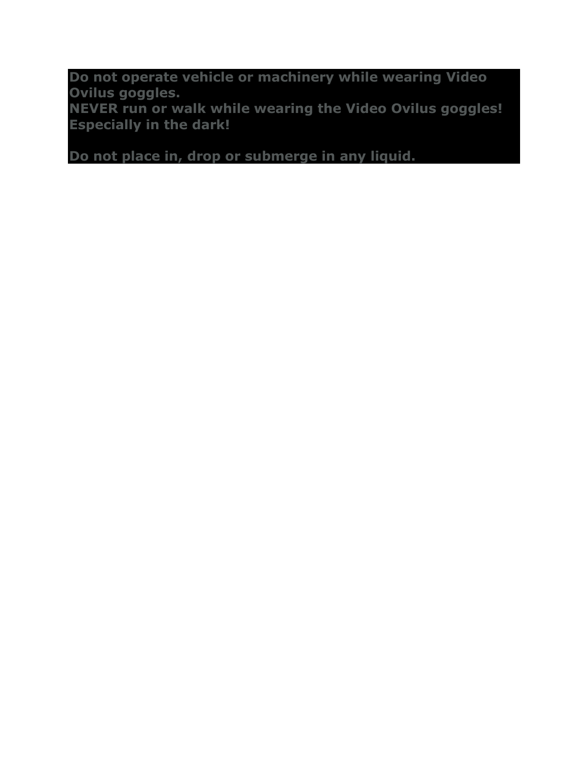**Do not operate vehicle or machinery while wearing Video Ovilus goggles.**
**NEVER run or walk while wearing the Video Ovilus goggles! Especially in the dark!**

**Do not place in, drop or submerge in any liquid.**